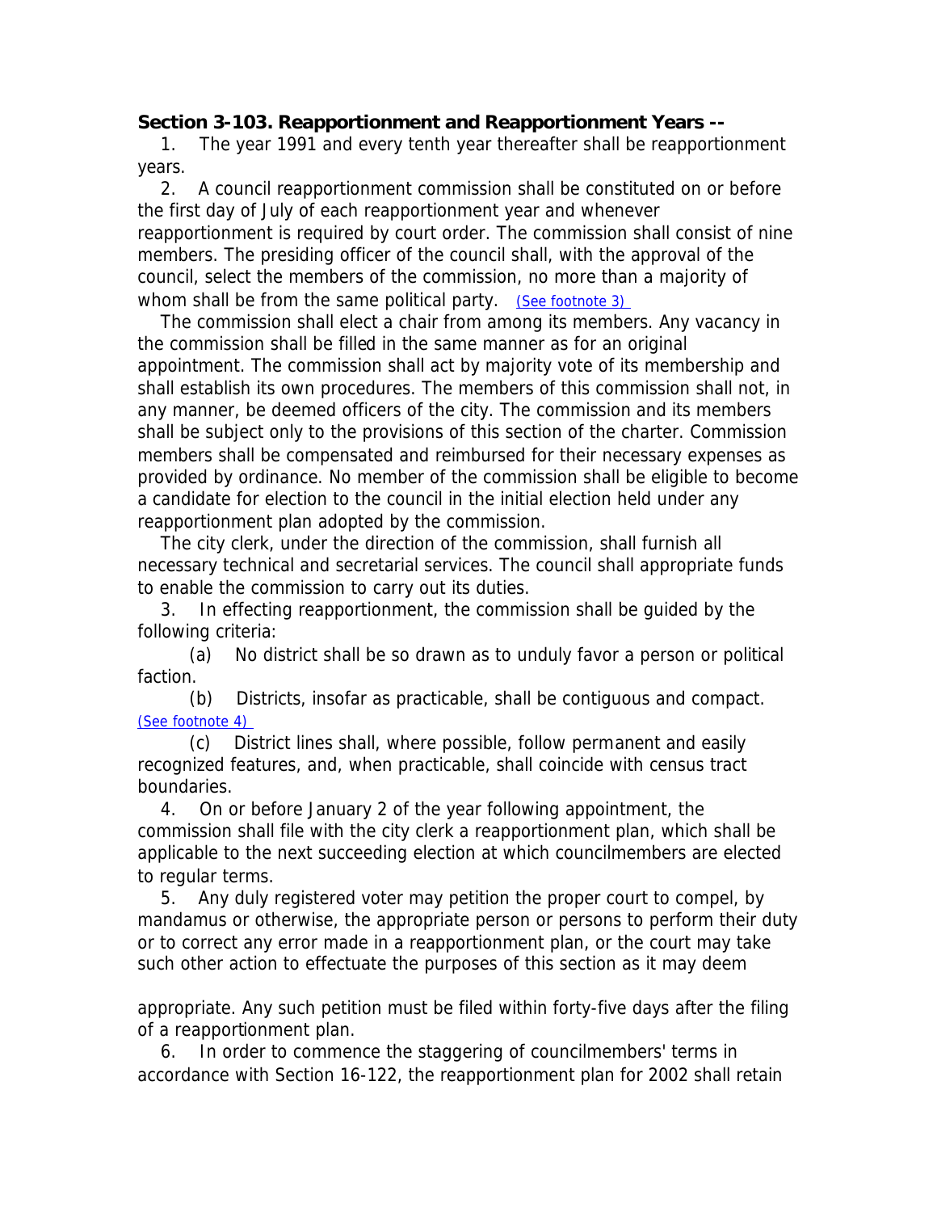**Section 3-103. Reapportionment and Reapportionment Years --**

1. The year 1991 and every tenth year thereafter shall be reapportionment years.

2. A council reapportionment commission shall be constituted on or before the first day of July of each reapportionment year and whenever reapportionment is required by court order. The commission shall consist of nine members. The presiding officer of the council shall, with the approval of the council, select the members of the commission, no more than a majority of whom shall be from the same political party. (See footnote 3)

The commission shall elect a chair from among its members. Any vacancy in the commission shall be filled in the same manner as for an original appointment. The commission shall act by majority vote of its membership and shall establish its own procedures. The members of this commission shall not, in any manner, be deemed officers of the city. The commission and its members shall be subject only to the provisions of this section of the charter. Commission members shall be compensated and reimbursed for their necessary expenses as provided by ordinance. No member of the commission shall be eligible to become a candidate for election to the council in the initial election held under any reapportionment plan adopted by the commission.

The city clerk, under the direction of the commission, shall furnish all necessary technical and secretarial services. The council shall appropriate funds to enable the commission to carry out its duties.

3. In effecting reapportionment, the commission shall be guided by the following criteria:

(a) No district shall be so drawn as to unduly favor a person or political faction.

(b) Districts, insofar as practicable, shall be contiguous and compact. (See footnote 4)

(c) District lines shall, where possible, follow permanent and easily recognized features, and, when practicable, shall coincide with census tract boundaries.

4. On or before January 2 of the year following appointment, the commission shall file with the city clerk a reapportionment plan, which shall be applicable to the next succeeding election at which councilmembers are elected to regular terms.

5. Any duly registered voter may petition the proper court to compel, by mandamus or otherwise, the appropriate person or persons to perform their duty or to correct any error made in a reapportionment plan, or the court may take such other action to effectuate the purposes of this section as it may deem appropriate. Any such petition must be filed within forty-five days after the filing of a reapportionment plan.

6. In order to commence the staggering of councilmembers' terms in accordance with Section 16-122, the reapportionment plan for 2002 shall retain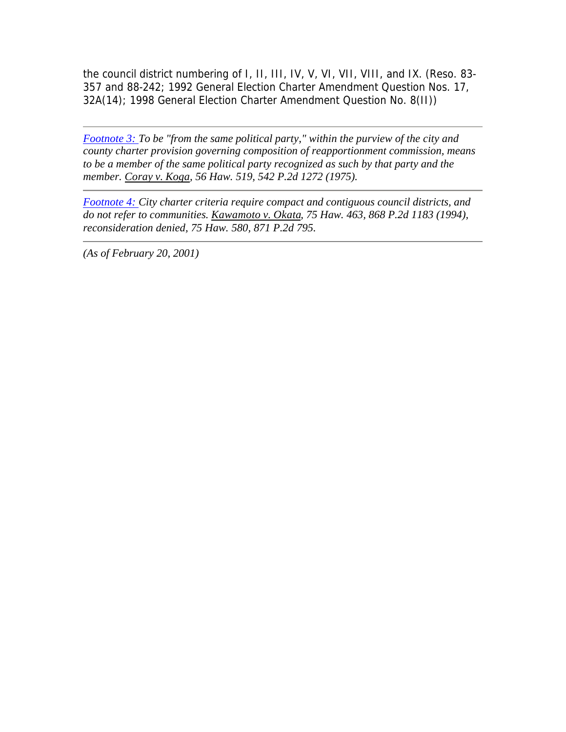the council district numbering of I, II, III, IV, V, VI, VII, VIII, and IX. (Reso. 83-357 and 88-242; 1992 General Election Charter Amendment Question Nos. 17, 32A(14); 1998 General Election Charter Amendment Question No. 8(II))

---

*Footnote 3: To be "from the same political party," within the purview of the city and county charter provision governing composition of reapportionment commission, means to be a member of the same political party recognized as such by that party and the member. Coray v. Koga, 56 Haw. 519, 542 P.2d 1272 (1975).*

---

*Footnote 4: City charter criteria require compact and contiguous council districts, and do not refer to communities. Kawamoto v. Okata, 75 Haw. 463, 868 P.2d 1183 (1994), reconsideration denied, 75 Haw. 580, 871 P.2d 795.*

---

*(As of February 20, 2001)*